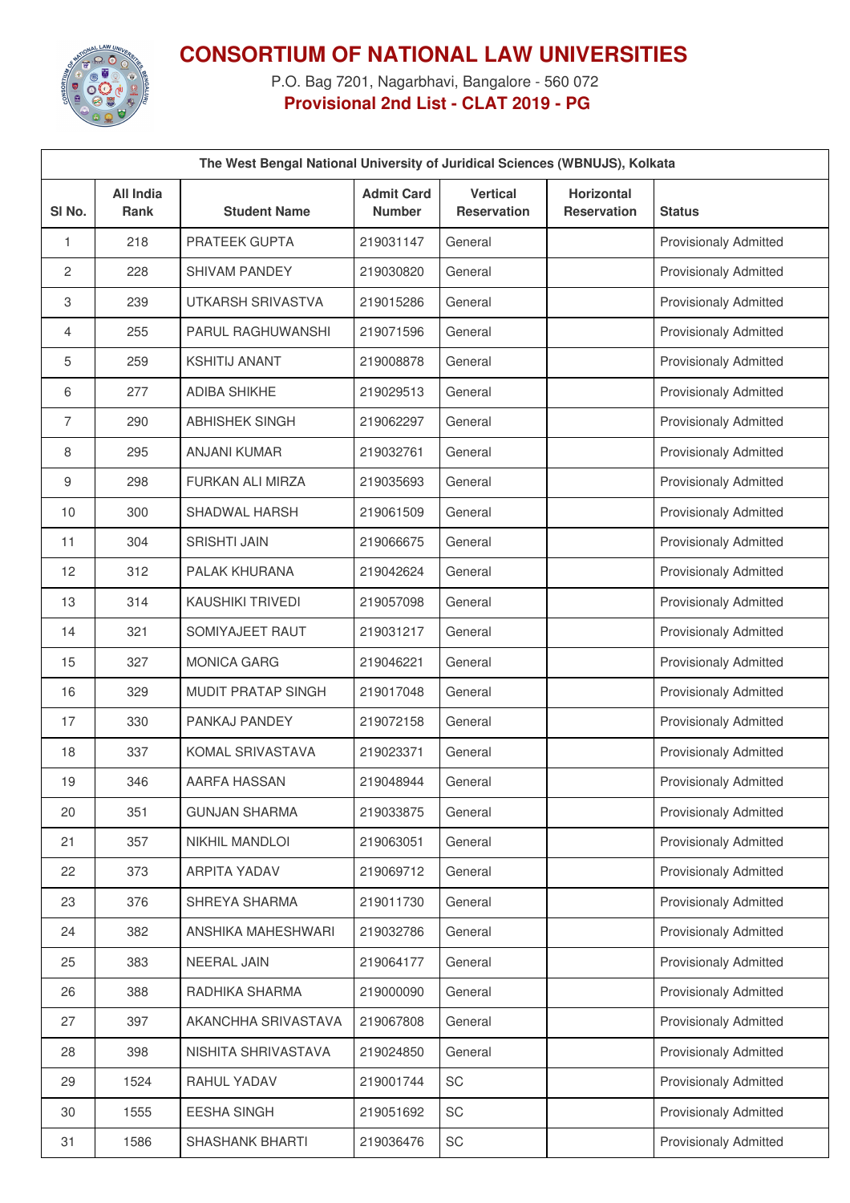# CONSORTIUM OF NATIONAL LAW UNIVERSITIES

P.O. Bag 7201, Nagarbhavi, Bangalore - 560 072

**Provisional 2nd List - CLAT 2019 - PG**

| The West Bengal National University of Juridical Sciences (WBNUJS), Kolkata | | | | | | |
|---|---|---|---|---|---|---|
| **Sl No.** | **All India Rank** | **Student Name** | **Admit Card Number** | **Vertical Reservation** | **Horizontal Reservation** | **Status** |
| 1 | 218 | PRATEEK GUPTA | 219031147 | General | | Provisionaly Admitted |
| 2 | 228 | SHIVAM PANDEY | 219030820 | General | | Provisionaly Admitted |
| 3 | 239 | UTKARSH SRIVASTVA | 219015286 | General | | Provisionaly Admitted |
| 4 | 255 | PARUL RAGHUWANSHI | 219071596 | General | | Provisionaly Admitted |
| 5 | 259 | KSHITIJ ANANT | 219008878 | General | | Provisionaly Admitted |
| 6 | 277 | ADIBA SHIKHE | 219029513 | General | | Provisionaly Admitted |
| 7 | 290 | ABHISHEK SINGH | 219062297 | General | | Provisionaly Admitted |
| 8 | 295 | ANJANI KUMAR | 219032761 | General | | Provisionaly Admitted |
| 9 | 298 | FURKAN ALI MIRZA | 219035693 | General | | Provisionaly Admitted |
| 10 | 300 | SHADWAL HARSH | 219061509 | General | | Provisionaly Admitted |
| 11 | 304 | SRISHTI JAIN | 219066675 | General | | Provisionaly Admitted |
| 12 | 312 | PALAK KHURANA | 219042624 | General | | Provisionaly Admitted |
| 13 | 314 | KAUSHIKI TRIVEDI | 219057098 | General | | Provisionaly Admitted |
| 14 | 321 | SOMIYAJEET RAUT | 219031217 | General | | Provisionaly Admitted |
| 15 | 327 | MONICA GARG | 219046221 | General | | Provisionaly Admitted |
| 16 | 329 | MUDIT PRATAP SINGH | 219017048 | General | | Provisionaly Admitted |
| 17 | 330 | PANKAJ PANDEY | 219072158 | General | | Provisionaly Admitted |
| 18 | 337 | KOMAL SRIVASTAVA | 219023371 | General | | Provisionaly Admitted |
| 19 | 346 | AARFA HASSAN | 219048944 | General | | Provisionaly Admitted |
| 20 | 351 | GUNJAN SHARMA | 219033875 | General | | Provisionaly Admitted |
| 21 | 357 | NIKHIL MANDLOI | 219063051 | General | | Provisionaly Admitted |
| 22 | 373 | ARPITA YADAV | 219069712 | General | | Provisionaly Admitted |
| 23 | 376 | SHREYA SHARMA | 219011730 | General | | Provisionaly Admitted |
| 24 | 382 | ANSHIKA MAHESHWARI | 219032786 | General | | Provisionaly Admitted |
| 25 | 383 | NEERAL JAIN | 219064177 | General | | Provisionaly Admitted |
| 26 | 388 | RADHIKA SHARMA | 219000090 | General | | Provisionaly Admitted |
| 27 | 397 | AKANCHHA SRIVASTAVA | 219067808 | General | | Provisionaly Admitted |
| 28 | 398 | NISHITA SHRIVASTAVA | 219024850 | General | | Provisionaly Admitted |
| 29 | 1524 | RAHUL YADAV | 219001744 | SC | | Provisionaly Admitted |
| 30 | 1555 | EESHA SINGH | 219051692 | SC | | Provisionaly Admitted |
| 31 | 1586 | SHASHANK BHARTI | 219036476 | SC | | Provisionaly Admitted |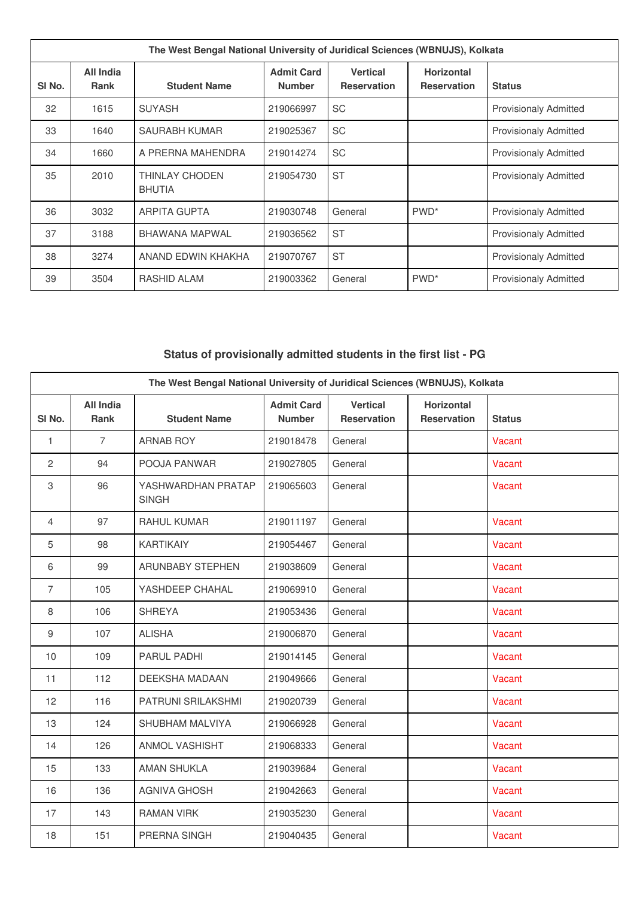| The West Bengal National University of Juridical Sciences (WBNUJS), Kolkata | | | | | | |
|---|---|---|---|---|---|---|
| Sl No. | All India Rank | Student Name | Admit Card Number | Vertical Reservation | Horizontal Reservation | Status |
| 32 | 1615 | SUYASH | 219066997 | SC | | Provisionaly Admitted |
| 33 | 1640 | SAURABH KUMAR | 219025367 | SC | | Provisionaly Admitted |
| 34 | 1660 | A PRERNA MAHENDRA | 219014274 | SC | | Provisionaly Admitted |
| 35 | 2010 | THINLAY CHODEN BHUTIA | 219054730 | ST | | Provisionaly Admitted |
| 36 | 3032 | ARPITA GUPTA | 219030748 | General | PWD* | Provisionaly Admitted |
| 37 | 3188 | BHAWANA MAPWAL | 219036562 | ST | | Provisionaly Admitted |
| 38 | 3274 | ANAND EDWIN KHAKHA | 219070767 | ST | | Provisionaly Admitted |
| 39 | 3504 | RASHID ALAM | 219003362 | General | PWD* | Provisionaly Admitted |

## Status of provisionally admitted students in the first list - PG

| The West Bengal National University of Juridical Sciences (WBNUJS), Kolkata | | | | | | |
|---|---|---|---|---|---|---|
| Sl No. | All India Rank | Student Name | Admit Card Number | Vertical Reservation | Horizontal Reservation | Status |
| 1 | 7 | ARNAB ROY | 219018478 | General | | Vacant |
| 2 | 94 | POOJA PANWAR | 219027805 | General | | Vacant |
| 3 | 96 | YASHWARDHAN PRATAP SINGH | 219065603 | General | | Vacant |
| 4 | 97 | RAHUL KUMAR | 219011197 | General | | Vacant |
| 5 | 98 | KARTIKAIY | 219054467 | General | | Vacant |
| 6 | 99 | ARUNBABY STEPHEN | 219038609 | General | | Vacant |
| 7 | 105 | YASHDEEP CHAHAL | 219069910 | General | | Vacant |
| 8 | 106 | SHREYA | 219053436 | General | | Vacant |
| 9 | 107 | ALISHA | 219006870 | General | | Vacant |
| 10 | 109 | PARUL PADHI | 219014145 | General | | Vacant |
| 11 | 112 | DEEKSHA MADAAN | 219049666 | General | | Vacant |
| 12 | 116 | PATRUNI SRILAKSHMI | 219020739 | General | | Vacant |
| 13 | 124 | SHUBHAM MALVIYA | 219066928 | General | | Vacant |
| 14 | 126 | ANMOL VASHISHT | 219068333 | General | | Vacant |
| 15 | 133 | AMAN SHUKLA | 219039684 | General | | Vacant |
| 16 | 136 | AGNIVA GHOSH | 219042663 | General | | Vacant |
| 17 | 143 | RAMAN VIRK | 219035230 | General | | Vacant |
| 18 | 151 | PRERNA SINGH | 219040435 | General | | Vacant |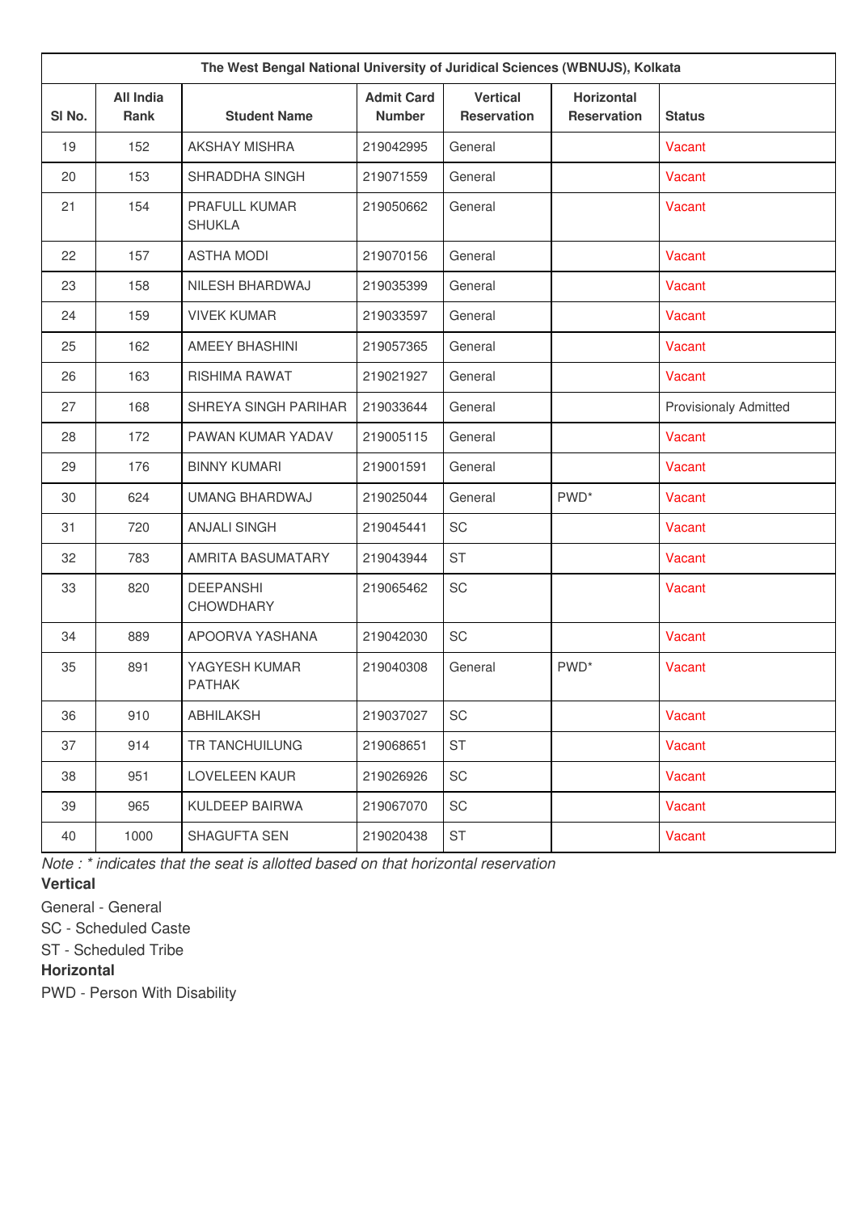| The West Bengal National University of Juridical Sciences (WBNUJS), Kolkata | | | | | | |
|---|---|---|---|---|---|---|
| Sl No. | All India Rank | Student Name | Admit Card Number | Vertical Reservation | Horizontal Reservation | Status |
| 19 | 152 | AKSHAY MISHRA | 219042995 | General | | Vacant |
| 20 | 153 | SHRADDHA SINGH | 219071559 | General | | Vacant |
| 21 | 154 | PRAFULL KUMAR SHUKLA | 219050662 | General | | Vacant |
| 22 | 157 | ASTHA MODI | 219070156 | General | | Vacant |
| 23 | 158 | NILESH BHARDWAJ | 219035399 | General | | Vacant |
| 24 | 159 | VIVEK KUMAR | 219033597 | General | | Vacant |
| 25 | 162 | AMEEY BHASHINI | 219057365 | General | | Vacant |
| 26 | 163 | RISHIMA RAWAT | 219021927 | General | | Vacant |
| 27 | 168 | SHREYA SINGH PARIHAR | 219033644 | General | | Provisionaly Admitted |
| 28 | 172 | PAWAN KUMAR YADAV | 219005115 | General | | Vacant |
| 29 | 176 | BINNY KUMARI | 219001591 | General | | Vacant |
| 30 | 624 | UMANG BHARDWAJ | 219025044 | General | PWD* | Vacant |
| 31 | 720 | ANJALI SINGH | 219045441 | SC | | Vacant |
| 32 | 783 | AMRITA BASUMATARY | 219043944 | ST | | Vacant |
| 33 | 820 | DEEPANSHI CHOWDHARY | 219065462 | SC | | Vacant |
| 34 | 889 | APOORVA YASHANA | 219042030 | SC | | Vacant |
| 35 | 891 | YAGYESH KUMAR PATHAK | 219040308 | General | PWD* | Vacant |
| 36 | 910 | ABHILAKSH | 219037027 | SC | | Vacant |
| 37 | 914 | TR TANCHUILUNG | 219068651 | ST | | Vacant |
| 38 | 951 | LOVELEEN KAUR | 219026926 | SC | | Vacant |
| 39 | 965 | KULDEEP BAIRWA | 219067070 | SC | | Vacant |
| 40 | 1000 | SHAGUFTA SEN | 219020438 | ST | | Vacant |

*Note : * indicates that the seat is allotted based on that horizontal reservation*

**Vertical**

General - General

SC - Scheduled Caste

ST - Scheduled Tribe

**Horizontal**

PWD - Person With Disability